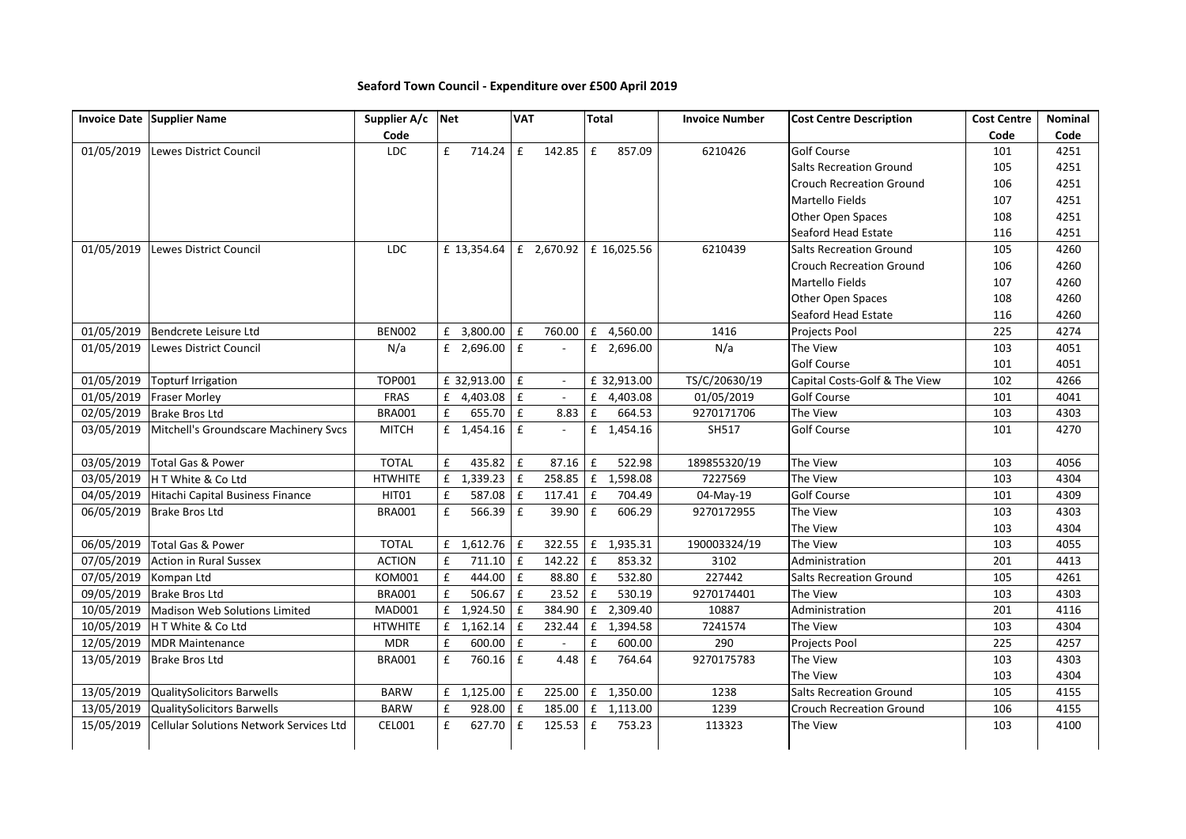# Seaford Town Council - Expenditure over £500 April 2019

| Invoice Date | Supplier Name | Supplier A/c Code | Net | VAT | Total | Invoice Number | Cost Centre Description | Cost Centre Code | Nominal Code |
|---|---|---|---|---|---|---|---|---|---|
| 01/05/2019 | Lewes District Council | LDC | £ 714.24 | £ 142.85 | £ 857.09 | 6210426 | Golf Course | 101 | 4251 |
| | | | | | | | Salts Recreation Ground | 105 | 4251 |
| | | | | | | | Crouch Recreation Ground | 106 | 4251 |
| | | | | | | | Martello Fields | 107 | 4251 |
| | | | | | | | Other Open Spaces | 108 | 4251 |
| | | | | | | | Seaford Head Estate | 116 | 4251 |
| 01/05/2019 | Lewes District Council | LDC | £ 13,354.64 | £ 2,670.92 | £ 16,025.56 | 6210439 | Salts Recreation Ground | 105 | 4260 |
| | | | | | | | Crouch Recreation Ground | 106 | 4260 |
| | | | | | | | Martello Fields | 107 | 4260 |
| | | | | | | | Other Open Spaces | 108 | 4260 |
| | | | | | | | Seaford Head Estate | 116 | 4260 |
| 01/05/2019 | Bendcrete Leisure Ltd | BEN002 | £ 3,800.00 | £ 760.00 | £ 4,560.00 | 1416 | Projects Pool | 225 | 4274 |
| 01/05/2019 | Lewes District Council | N/a | £ 2,696.00 | £ - | £ 2,696.00 | N/a | The View | 103 | 4051 |
| | | | | | | | Golf Course | 101 | 4051 |
| 01/05/2019 | Topturf Irrigation | TOP001 | £ 32,913.00 | £ - | £ 32,913.00 | TS/C/20630/19 | Capital Costs-Golf & The View | 102 | 4266 |
| 01/05/2019 | Fraser Morley | FRAS | £ 4,403.08 | £ - | £ 4,403.08 | 01/05/2019 | Golf Course | 101 | 4041 |
| 02/05/2019 | Brake Bros Ltd | BRA001 | £ 655.70 | £ 8.83 | £ 664.53 | 9270171706 | The View | 103 | 4303 |
| 03/05/2019 | Mitchell's Groundscare Machinery Svcs | MITCH | £ 1,454.16 | £ - | £ 1,454.16 | SH517 | Golf Course | 101 | 4270 |
| 03/05/2019 | Total Gas & Power | TOTAL | £ 435.82 | £ 87.16 | £ 522.98 | 189855320/19 | The View | 103 | 4056 |
| 03/05/2019 | H T White & Co Ltd | HTWHITE | £ 1,339.23 | £ 258.85 | £ 1,598.08 | 7227569 | The View | 103 | 4304 |
| 04/05/2019 | Hitachi Capital Business Finance | HIT01 | £ 587.08 | £ 117.41 | £ 704.49 | 04-May-19 | Golf Course | 101 | 4309 |
| 06/05/2019 | Brake Bros Ltd | BRA001 | £ 566.39 | £ 39.90 | £ 606.29 | 9270172955 | The View | 103 | 4303 |
| | | | | | | | The View | 103 | 4304 |
| 06/05/2019 | Total Gas & Power | TOTAL | £ 1,612.76 | £ 322.55 | £ 1,935.31 | 190003324/19 | The View | 103 | 4055 |
| 07/05/2019 | Action in Rural Sussex | ACTION | £ 711.10 | £ 142.22 | £ 853.32 | 3102 | Administration | 201 | 4413 |
| 07/05/2019 | Kompan Ltd | KOM001 | £ 444.00 | £ 88.80 | £ 532.80 | 227442 | Salts Recreation Ground | 105 | 4261 |
| 09/05/2019 | Brake Bros Ltd | BRA001 | £ 506.67 | £ 23.52 | £ 530.19 | 9270174401 | The View | 103 | 4303 |
| 10/05/2019 | Madison Web Solutions Limited | MAD001 | £ 1,924.50 | £ 384.90 | £ 2,309.40 | 10887 | Administration | 201 | 4116 |
| 10/05/2019 | H T White & Co Ltd | HTWHITE | £ 1,162.14 | £ 232.44 | £ 1,394.58 | 7241574 | The View | 103 | 4304 |
| 12/05/2019 | MDR Maintenance | MDR | £ 600.00 | £ - | £ 600.00 | 290 | Projects Pool | 225 | 4257 |
| 13/05/2019 | Brake Bros Ltd | BRA001 | £ 760.16 | £ 4.48 | £ 764.64 | 9270175783 | The View | 103 | 4303 |
| | | | | | | | The View | 103 | 4304 |
| 13/05/2019 | QualitySolicitors Barwells | BARW | £ 1,125.00 | £ 225.00 | £ 1,350.00 | 1238 | Salts Recreation Ground | 105 | 4155 |
| 13/05/2019 | QualitySolicitors Barwells | BARW | £ 928.00 | £ 185.00 | £ 1,113.00 | 1239 | Crouch Recreation Ground | 106 | 4155 |
| 15/05/2019 | Cellular Solutions Network Services Ltd | CEL001 | £ 627.70 | £ 125.53 | £ 753.23 | 113323 | The View | 103 | 4100 |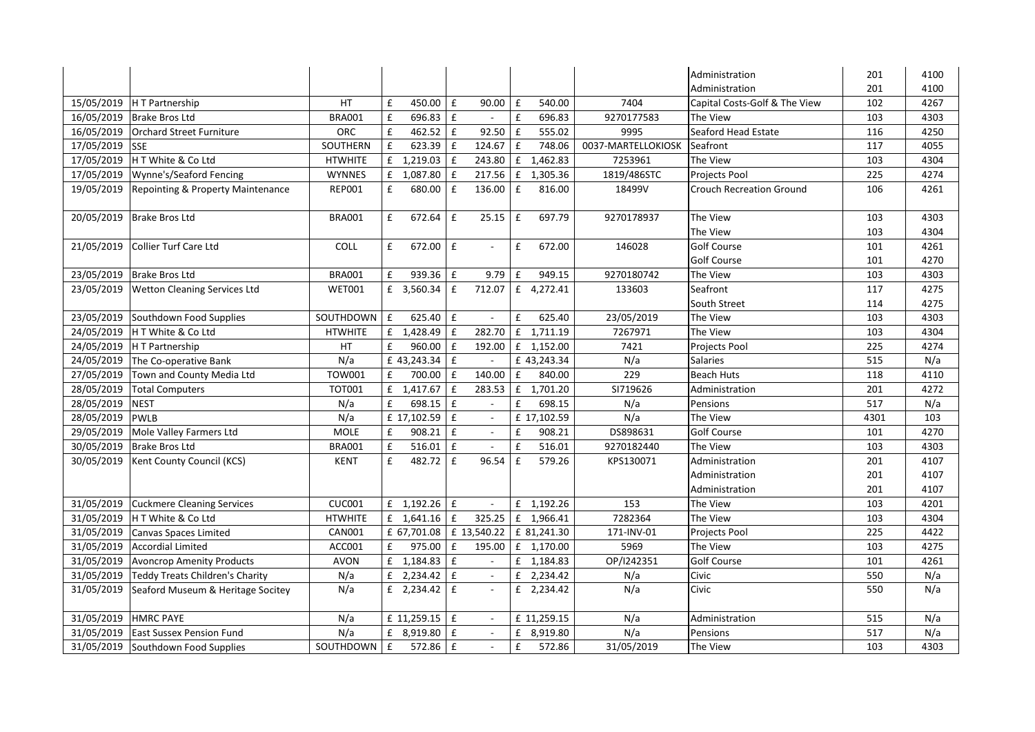| | | | | | | | | | |
|---|---|---|---|---|---|---|---|---|---|
| | | | | | | | Administration | 201 | 4100 |
| | | | | | | | Administration | 201 | 4100 |
| 15/05/2019 | H T Partnership | HT | £ 450.00 | £ 90.00 | £ 540.00 | 7404 | Capital Costs-Golf & The View | 102 | 4267 |
| 16/05/2019 | Brake Bros Ltd | BRA001 | £ 696.83 | £ - | £ 696.83 | 9270177583 | The View | 103 | 4303 |
| 16/05/2019 | Orchard Street Furniture | ORC | £ 462.52 | £ 92.50 | £ 555.02 | 9995 | Seaford Head Estate | 116 | 4250 |
| 17/05/2019 | SSE | SOUTHERN | £ 623.39 | £ 124.67 | £ 748.06 | 0037-MARTELLOKIOSK | Seafront | 117 | 4055 |
| 17/05/2019 | H T White & Co Ltd | HTWHITE | £ 1,219.03 | £ 243.80 | £ 1,462.83 | 7253961 | The View | 103 | 4304 |
| 17/05/2019 | Wynne's/Seaford Fencing | WYNNES | £ 1,087.80 | £ 217.56 | £ 1,305.36 | 1819/486STC | Projects Pool | 225 | 4274 |
| 19/05/2019 | Repointing & Property Maintenance | REP001 | £ 680.00 | £ 136.00 | £ 816.00 | 18499V | Crouch Recreation Ground | 106 | 4261 |
| 20/05/2019 | Brake Bros Ltd | BRA001 | £ 672.64 | £ 25.15 | £ 697.79 | 9270178937 | The View | 103 | 4303 |
| | | | | | | | The View | 103 | 4304 |
| 21/05/2019 | Collier Turf Care Ltd | COLL | £ 672.00 | £ - | £ 672.00 | 146028 | Golf Course | 101 | 4261 |
| | | | | | | | Golf Course | 101 | 4270 |
| 23/05/2019 | Brake Bros Ltd | BRA001 | £ 939.36 | £ 9.79 | £ 949.15 | 9270180742 | The View | 103 | 4303 |
| 23/05/2019 | Wetton Cleaning Services Ltd | WET001 | £ 3,560.34 | £ 712.07 | £ 4,272.41 | 133603 | Seafront | 117 | 4275 |
| | | | | | | | South Street | 114 | 4275 |
| 23/05/2019 | Southdown Food Supplies | SOUTHDOWN | £ 625.40 | £ - | £ 625.40 | 23/05/2019 | The View | 103 | 4303 |
| 24/05/2019 | H T White & Co Ltd | HTWHITE | £ 1,428.49 | £ 282.70 | £ 1,711.19 | 7267971 | The View | 103 | 4304 |
| 24/05/2019 | H T Partnership | HT | £ 960.00 | £ 192.00 | £ 1,152.00 | 7421 | Projects Pool | 225 | 4274 |
| 24/05/2019 | The Co-operative Bank | N/a | £ 43,243.34 | £ - | £ 43,243.34 | N/a | Salaries | 515 | N/a |
| 27/05/2019 | Town and County Media Ltd | TOW001 | £ 700.00 | £ 140.00 | £ 840.00 | 229 | Beach Huts | 118 | 4110 |
| 28/05/2019 | Total Computers | TOT001 | £ 1,417.67 | £ 283.53 | £ 1,701.20 | SI719626 | Administration | 201 | 4272 |
| 28/05/2019 | NEST | N/a | £ 698.15 | £ - | £ 698.15 | N/a | Pensions | 517 | N/a |
| 28/05/2019 | PWLB | N/a | £ 17,102.59 | £ - | £ 17,102.59 | N/a | The View | 4301 | 103 |
| 29/05/2019 | Mole Valley Farmers Ltd | MOLE | £ 908.21 | £ - | £ 908.21 | DS898631 | Golf Course | 101 | 4270 |
| 30/05/2019 | Brake Bros Ltd | BRA001 | £ 516.01 | £ - | £ 516.01 | 9270182440 | The View | 103 | 4303 |
| 30/05/2019 | Kent County Council (KCS) | KENT | £ 482.72 | £ 96.54 | £ 579.26 | KPS130071 | Administration | 201 | 4107 |
| | | | | | | | Administration | 201 | 4107 |
| | | | | | | | Administration | 201 | 4107 |
| 31/05/2019 | Cuckmere Cleaning Services | CUC001 | £ 1,192.26 | £ - | £ 1,192.26 | 153 | The View | 103 | 4201 |
| 31/05/2019 | H T White & Co Ltd | HTWHITE | £ 1,641.16 | £ 325.25 | £ 1,966.41 | 7282364 | The View | 103 | 4304 |
| 31/05/2019 | Canvas Spaces Limited | CAN001 | £ 67,701.08 | £ 13,540.22 | £ 81,241.30 | 171-INV-01 | Projects Pool | 225 | 4422 |
| 31/05/2019 | Accordial Limited | ACC001 | £ 975.00 | £ 195.00 | £ 1,170.00 | 5969 | The View | 103 | 4275 |
| 31/05/2019 | Avoncrop Amenity Products | AVON | £ 1,184.83 | £ - | £ 1,184.83 | OP/I242351 | Golf Course | 101 | 4261 |
| 31/05/2019 | Teddy Treats Children's Charity | N/a | £ 2,234.42 | £ - | £ 2,234.42 | N/a | Civic | 550 | N/a |
| 31/05/2019 | Seaford Museum & Heritage Socitey | N/a | £ 2,234.42 | £ - | £ 2,234.42 | N/a | Civic | 550 | N/a |
| 31/05/2019 | HMRC PAYE | N/a | £ 11,259.15 | £ - | £ 11,259.15 | N/a | Administration | 515 | N/a |
| 31/05/2019 | East Sussex Pension Fund | N/a | £ 8,919.80 | £ - | £ 8,919.80 | N/a | Pensions | 517 | N/a |
| 31/05/2019 | Southdown Food Supplies | SOUTHDOWN | £ 572.86 | £ - | £ 572.86 | 31/05/2019 | The View | 103 | 4303 |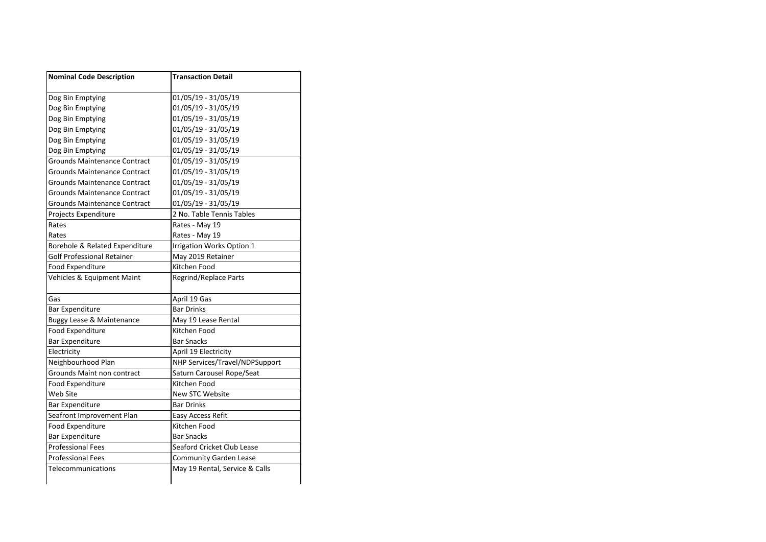| Nominal Code Description | Transaction Detail |
|---|---|
| Dog Bin Emptying | 01/05/19 - 31/05/19 |
| Dog Bin Emptying | 01/05/19 - 31/05/19 |
| Dog Bin Emptying | 01/05/19 - 31/05/19 |
| Dog Bin Emptying | 01/05/19 - 31/05/19 |
| Dog Bin Emptying | 01/05/19 - 31/05/19 |
| Dog Bin Emptying | 01/05/19 - 31/05/19 |
| Grounds Maintenance Contract | 01/05/19 - 31/05/19 |
| Grounds Maintenance Contract | 01/05/19 - 31/05/19 |
| Grounds Maintenance Contract | 01/05/19 - 31/05/19 |
| Grounds Maintenance Contract | 01/05/19 - 31/05/19 |
| Grounds Maintenance Contract | 01/05/19 - 31/05/19 |
| Projects Expenditure | 2 No. Table Tennis Tables |
| Rates | Rates - May 19 |
| Rates | Rates - May 19 |
| Borehole & Related Expenditure | Irrigation Works Option 1 |
| Golf Professional Retainer | May 2019 Retainer |
| Food Expenditure | Kitchen Food |
| Vehicles & Equipment Maint | Regrind/Replace Parts |
| Gas | April 19 Gas |
| Bar Expenditure | Bar Drinks |
| Buggy Lease & Maintenance | May 19 Lease Rental |
| Food Expenditure | Kitchen Food |
| Bar Expenditure | Bar Snacks |
| Electricity | April 19 Electricity |
| Neighbourhood Plan | NHP Services/Travel/NDPSupport |
| Grounds Maint non contract | Saturn Carousel Rope/Seat |
| Food Expenditure | Kitchen Food |
| Web Site | New STC Website |
| Bar Expenditure | Bar Drinks |
| Seafront Improvement Plan | Easy Access Refit |
| Food Expenditure | Kitchen Food |
| Bar Expenditure | Bar Snacks |
| Professional Fees | Seaford Cricket Club Lease |
| Professional Fees | Community Garden Lease |
| Telecommunications | May 19 Rental, Service & Calls |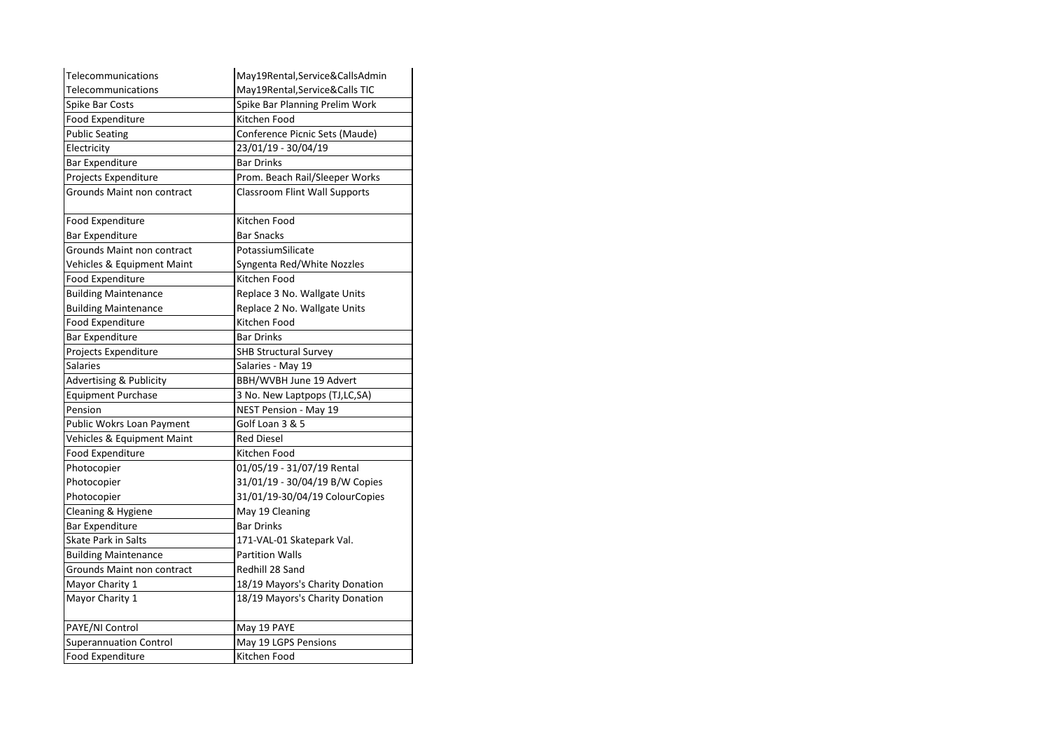| | |
|---|---|
| Telecommunications | May19Rental,Service&CallsAdmin |
| Telecommunications | May19Rental,Service&Calls TIC |
| Spike Bar Costs | Spike Bar Planning Prelim Work |
| Food Expenditure | Kitchen Food |
| Public Seating | Conference Picnic Sets (Maude) |
| Electricity | 23/01/19 - 30/04/19 |
| Bar Expenditure | Bar Drinks |
| Projects Expenditure | Prom. Beach Rail/Sleeper Works |
| Grounds Maint non contract | Classroom Flint Wall Supports |
| Food Expenditure | Kitchen Food |
| Bar Expenditure | Bar Snacks |
| Grounds Maint non contract | PotassiumSilicate |
| Vehicles & Equipment Maint | Syngenta Red/White Nozzles |
| Food Expenditure | Kitchen Food |
| Building Maintenance | Replace 3 No. Wallgate Units |
| Building Maintenance | Replace 2 No. Wallgate Units |
| Food Expenditure | Kitchen Food |
| Bar Expenditure | Bar Drinks |
| Projects Expenditure | SHB Structural Survey |
| Salaries | Salaries - May 19 |
| Advertising & Publicity | BBH/WVBH June 19 Advert |
| Equipment Purchase | 3 No. New Laptpops (TJ,LC,SA) |
| Pension | NEST Pension - May 19 |
| Public Wokrs Loan Payment | Golf Loan 3 & 5 |
| Vehicles & Equipment Maint | Red Diesel |
| Food Expenditure | Kitchen Food |
| Photocopier | 01/05/19 - 31/07/19 Rental |
| Photocopier | 31/01/19 - 30/04/19 B/W Copies |
| Photocopier | 31/01/19-30/04/19 ColourCopies |
| Cleaning & Hygiene | May 19 Cleaning |
| Bar Expenditure | Bar Drinks |
| Skate Park in Salts | 171-VAL-01 Skatepark Val. |
| Building Maintenance | Partition Walls |
| Grounds Maint non contract | Redhill 28 Sand |
| Mayor Charity 1 | 18/19 Mayors's Charity Donation |
| Mayor Charity 1 | 18/19 Mayors's Charity Donation |
| PAYE/NI Control | May 19 PAYE |
| Superannuation Control | May 19 LGPS Pensions |
| Food Expenditure | Kitchen Food |